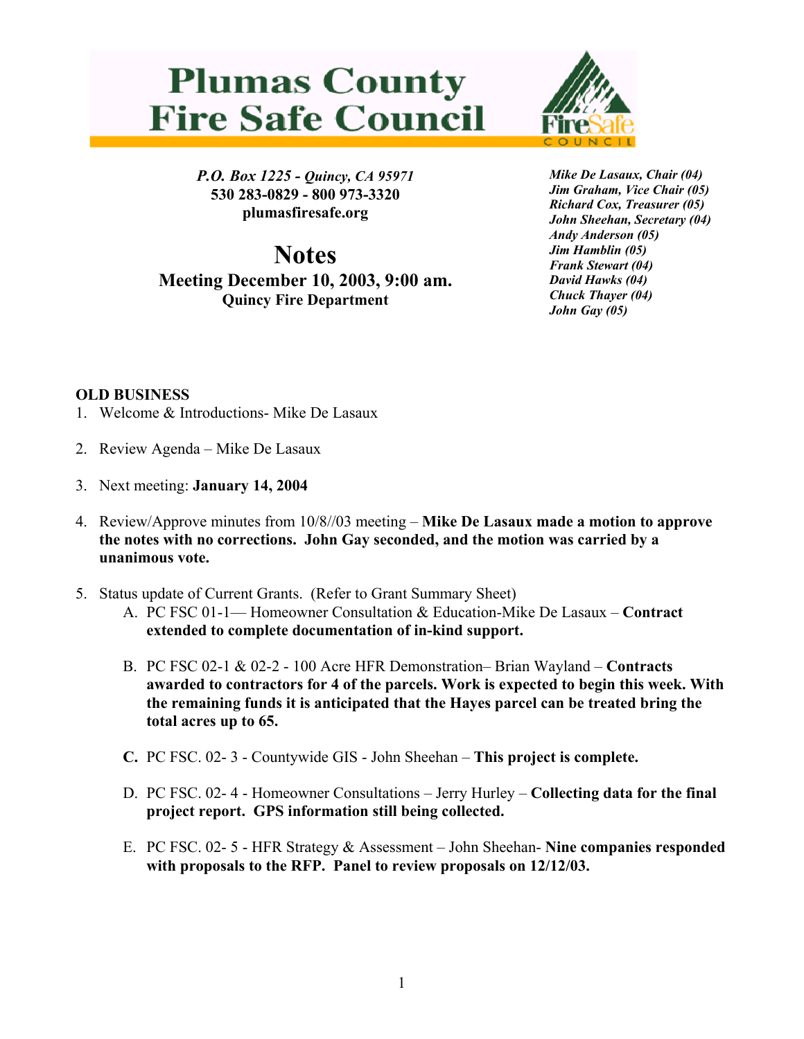# Plumas County Fire Safe Council

*P.O. Box 1225 - Quincy, CA 95971*
**530 283-0829 - 800 973-3320**
**plumasfiresafe.org**

*Mike De Lasaux, Chair (04)*
*Jim Graham, Vice Chair (05)*
*Richard Cox, Treasurer (05)*
*John Sheehan, Secretary (04)*
*Andy Anderson (05)*
*Jim Hamblin (05)*
*Frank Stewart (04)*
*David Hawks (04)*
*Chuck Thayer (04)*
*John Gay (05)*

## Notes

### Meeting December 10, 2003, 9:00 am.

**Quincy Fire Department**

**OLD BUSINESS**

1. Welcome & Introductions- Mike De Lasaux

2. Review Agenda – Mike De Lasaux

3. Next meeting: **January 14, 2004**

4. Review/Approve minutes from 10/8//03 meeting – **Mike De Lasaux made a motion to approve the notes with no corrections. John Gay seconded, and the motion was carried by a unanimous vote.**

5. Status update of Current Grants. (Refer to Grant Summary Sheet)
   - A. PC FSC 01-1— Homeowner Consultation & Education-Mike De Lasaux – **Contract extended to complete documentation of in-kind support.**
   - B. PC FSC 02-1 & 02-2 - 100 Acre HFR Demonstration– Brian Wayland – **Contracts awarded to contractors for 4 of the parcels. Work is expected to begin this week. With the remaining funds it is anticipated that the Hayes parcel can be treated bring the total acres up to 65.**
   - **C.** PC FSC. 02- 3 - Countywide GIS - John Sheehan – **This project is complete.**
   - D. PC FSC. 02- 4 - Homeowner Consultations – Jerry Hurley – **Collecting data for the final project report. GPS information still being collected.**
   - E. PC FSC. 02- 5 - HFR Strategy & Assessment – John Sheehan- **Nine companies responded with proposals to the RFP. Panel to review proposals on 12/12/03.**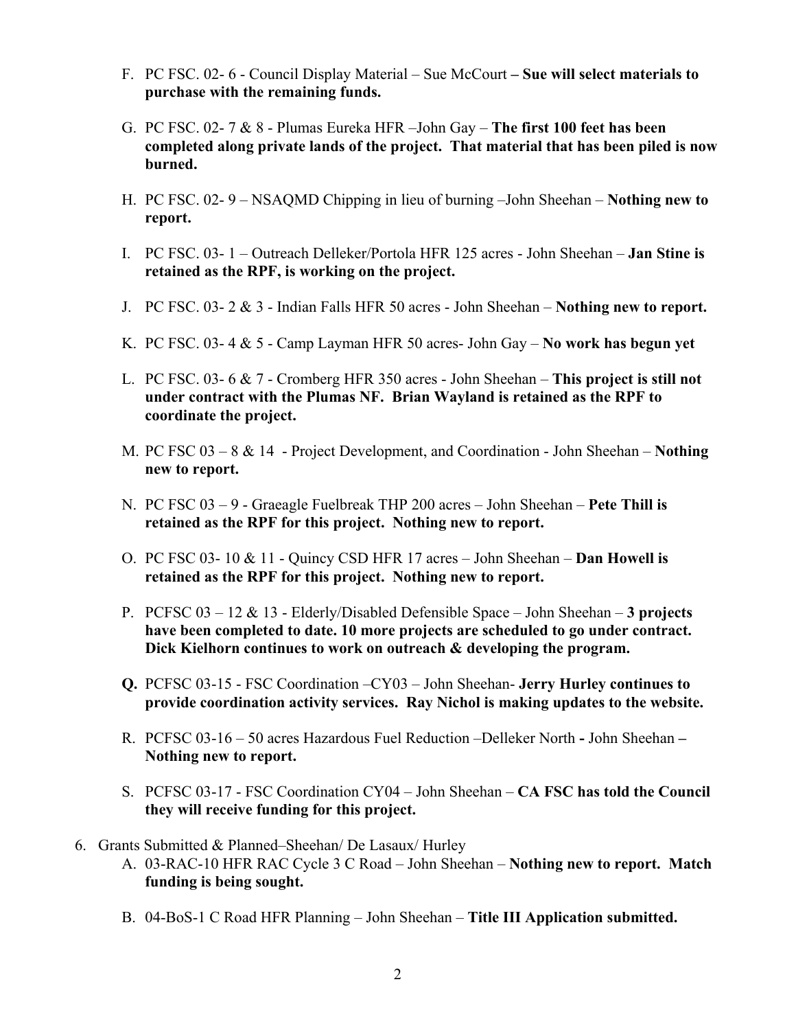F. PC FSC. 02- 6 - Council Display Material – Sue McCourt **– Sue will select materials to purchase with the remaining funds.**

G. PC FSC. 02- 7 & 8 - Plumas Eureka HFR –John Gay – **The first 100 feet has been completed along private lands of the project. That material that has been piled is now burned.**

H. PC FSC. 02- 9 – NSAQMD Chipping in lieu of burning –John Sheehan – **Nothing new to report.**

I. PC FSC. 03- 1 – Outreach Delleker/Portola HFR 125 acres - John Sheehan – **Jan Stine is retained as the RPF, is working on the project.**

J. PC FSC. 03- 2 & 3 - Indian Falls HFR 50 acres - John Sheehan – **Nothing new to report.**

K. PC FSC. 03- 4 & 5 - Camp Layman HFR 50 acres- John Gay – **No work has begun yet**

L. PC FSC. 03- 6 & 7 - Cromberg HFR 350 acres - John Sheehan – **This project is still not under contract with the Plumas NF. Brian Wayland is retained as the RPF to coordinate the project.**

M. PC FSC 03 – 8 & 14 - Project Development, and Coordination - John Sheehan – **Nothing new to report.**

N. PC FSC 03 – 9 - Graeagle Fuelbreak THP 200 acres – John Sheehan – **Pete Thill is retained as the RPF for this project. Nothing new to report.**

O. PC FSC 03- 10 & 11 - Quincy CSD HFR 17 acres – John Sheehan – **Dan Howell is retained as the RPF for this project. Nothing new to report.**

P. PCFSC 03 – 12 & 13 - Elderly/Disabled Defensible Space – John Sheehan – **3 projects have been completed to date. 10 more projects are scheduled to go under contract. Dick Kielhorn continues to work on outreach & developing the program.**

**Q.** PCFSC 03-15 - FSC Coordination –CY03 – John Sheehan- **Jerry Hurley continues to provide coordination activity services. Ray Nichol is making updates to the website.**

R. PCFSC 03-16 – 50 acres Hazardous Fuel Reduction –Delleker North **-** John Sheehan **– Nothing new to report.**

S. PCFSC 03-17 - FSC Coordination CY04 – John Sheehan – **CA FSC has told the Council they will receive funding for this project.**

6. Grants Submitted & Planned–Sheehan/ De Lasaux/ Hurley

   A. 03-RAC-10 HFR RAC Cycle 3 C Road – John Sheehan – **Nothing new to report. Match funding is being sought.**

   B. 04-BoS-1 C Road HFR Planning – John Sheehan – **Title III Application submitted.**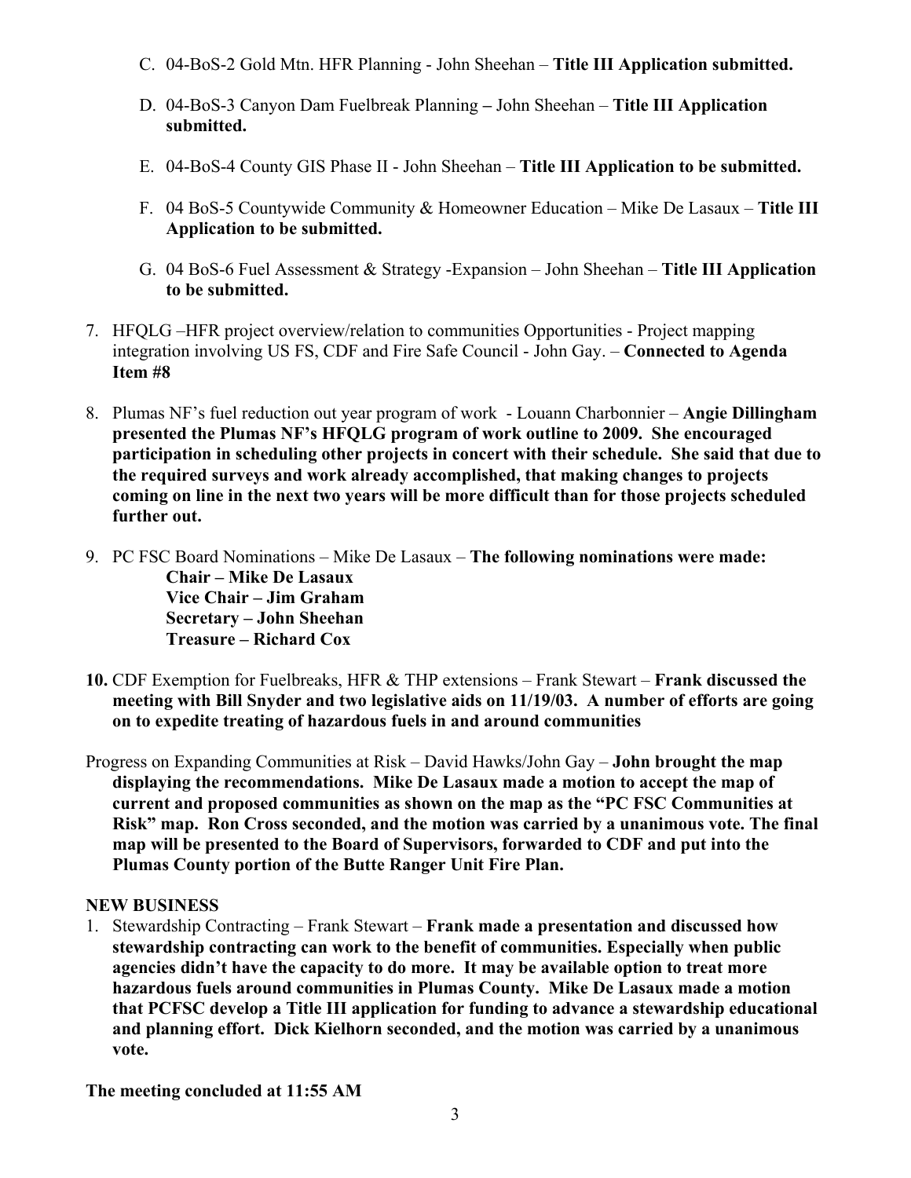C. 04-BoS-2 Gold Mtn. HFR Planning - John Sheehan – **Title III Application submitted.**

D. 04-BoS-3 Canyon Dam Fuelbreak Planning **–** John Sheehan – **Title III Application submitted.**

E. 04-BoS-4 County GIS Phase II - John Sheehan – **Title III Application to be submitted.**

F. 04 BoS-5 Countywide Community & Homeowner Education – Mike De Lasaux – **Title III Application to be submitted.**

G. 04 BoS-6 Fuel Assessment & Strategy -Expansion – John Sheehan – **Title III Application to be submitted.**

7. HFQLG –HFR project overview/relation to communities Opportunities - Project mapping integration involving US FS, CDF and Fire Safe Council - John Gay. – **Connected to Agenda Item #8**

8. Plumas NF's fuel reduction out year program of work - Louann Charbonnier – **Angie Dillingham presented the Plumas NF's HFQLG program of work outline to 2009. She encouraged participation in scheduling other projects in concert with their schedule. She said that due to the required surveys and work already accomplished, that making changes to projects coming on line in the next two years will be more difficult than for those projects scheduled further out.**

9. PC FSC Board Nominations – Mike De Lasaux – **The following nominations were made:**
   **Chair – Mike De Lasaux**
   **Vice Chair – Jim Graham**
   **Secretary – John Sheehan**
   **Treasure – Richard Cox**

**10.** CDF Exemption for Fuelbreaks, HFR & THP extensions – Frank Stewart – **Frank discussed the meeting with Bill Snyder and two legislative aids on 11/19/03. A number of efforts are going on to expedite treating of hazardous fuels in and around communities**

Progress on Expanding Communities at Risk – David Hawks/John Gay – **John brought the map displaying the recommendations. Mike De Lasaux made a motion to accept the map of current and proposed communities as shown on the map as the "PC FSC Communities at Risk" map. Ron Cross seconded, and the motion was carried by a unanimous vote. The final map will be presented to the Board of Supervisors, forwarded to CDF and put into the Plumas County portion of the Butte Ranger Unit Fire Plan.**

**NEW BUSINESS**

1. Stewardship Contracting – Frank Stewart – **Frank made a presentation and discussed how stewardship contracting can work to the benefit of communities. Especially when public agencies didn't have the capacity to do more. It may be available option to treat more hazardous fuels around communities in Plumas County. Mike De Lasaux made a motion that PCFSC develop a Title III application for funding to advance a stewardship educational and planning effort. Dick Kielhorn seconded, and the motion was carried by a unanimous vote.**

**The meeting concluded at 11:55 AM**